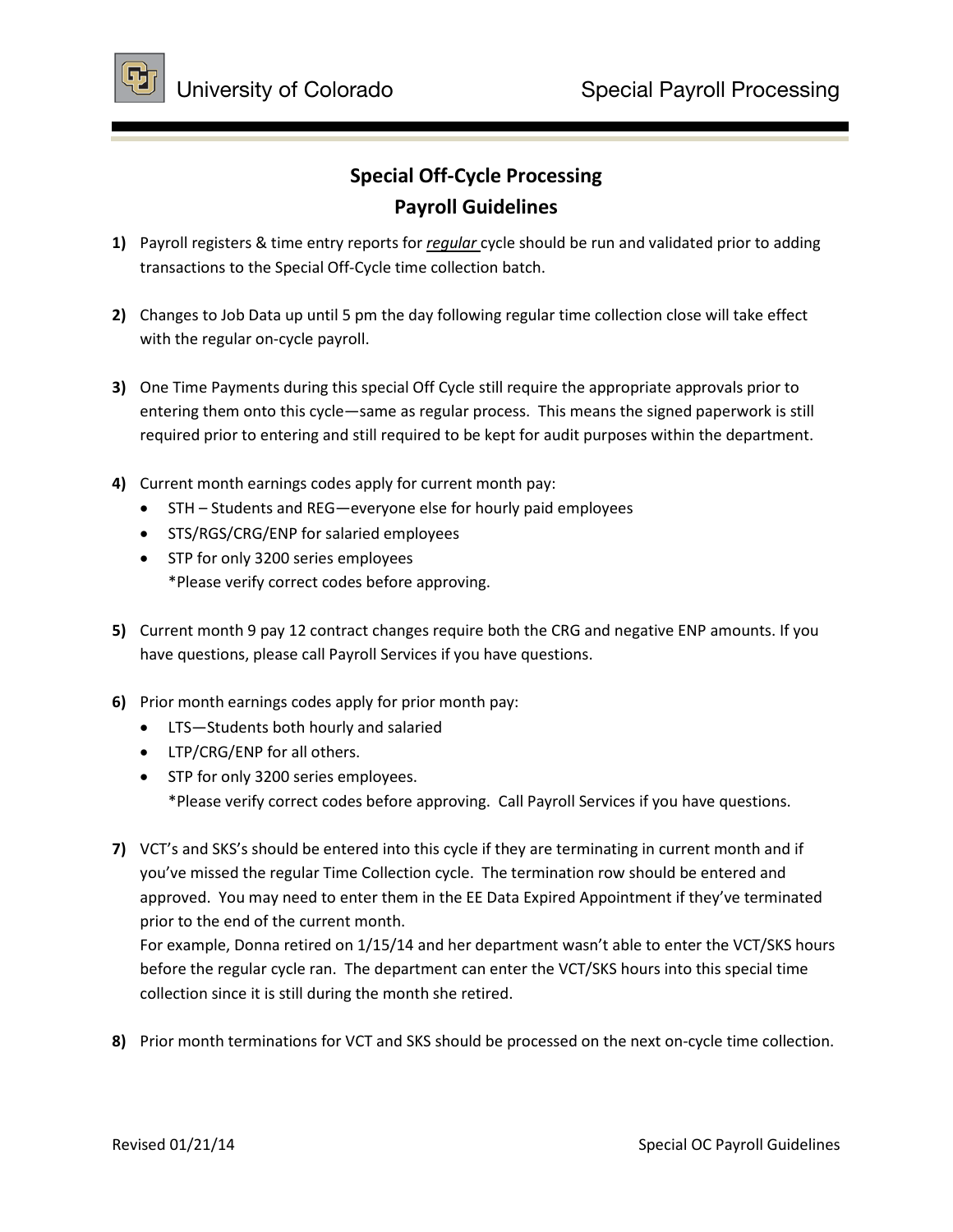# Special Off-Cycle Processing
# Payroll Guidelines

1) Payroll registers & time entry reports for *regular* cycle should be run and validated prior to adding transactions to the Special Off-Cycle time collection batch.

2) Changes to Job Data up until 5 pm the day following regular time collection close will take effect with the regular on-cycle payroll.

3) One Time Payments during this special Off Cycle still require the appropriate approvals prior to entering them onto this cycle—same as regular process. This means the signed paperwork is still required prior to entering and still required to be kept for audit purposes within the department.

4) Current month earnings codes apply for current month pay:
   - STH – Students and REG—everyone else for hourly paid employees
   - STS/RGS/CRG/ENP for salaried employees
   - STP for only 3200 series employees
     *Please verify correct codes before approving.

5) Current month 9 pay 12 contract changes require both the CRG and negative ENP amounts. If you have questions, please call Payroll Services if you have questions.

6) Prior month earnings codes apply for prior month pay:
   - LTS—Students both hourly and salaried
   - LTP/CRG/ENP for all others.
   - STP for only 3200 series employees.
     *Please verify correct codes before approving. Call Payroll Services if you have questions.

7) VCT's and SKS's should be entered into this cycle if they are terminating in current month and if you've missed the regular Time Collection cycle. The termination row should be entered and approved. You may need to enter them in the EE Data Expired Appointment if they've terminated prior to the end of the current month.
   For example, Donna retired on 1/15/14 and her department wasn't able to enter the VCT/SKS hours before the regular cycle ran. The department can enter the VCT/SKS hours into this special time collection since it is still during the month she retired.

8) Prior month terminations for VCT and SKS should be processed on the next on-cycle time collection.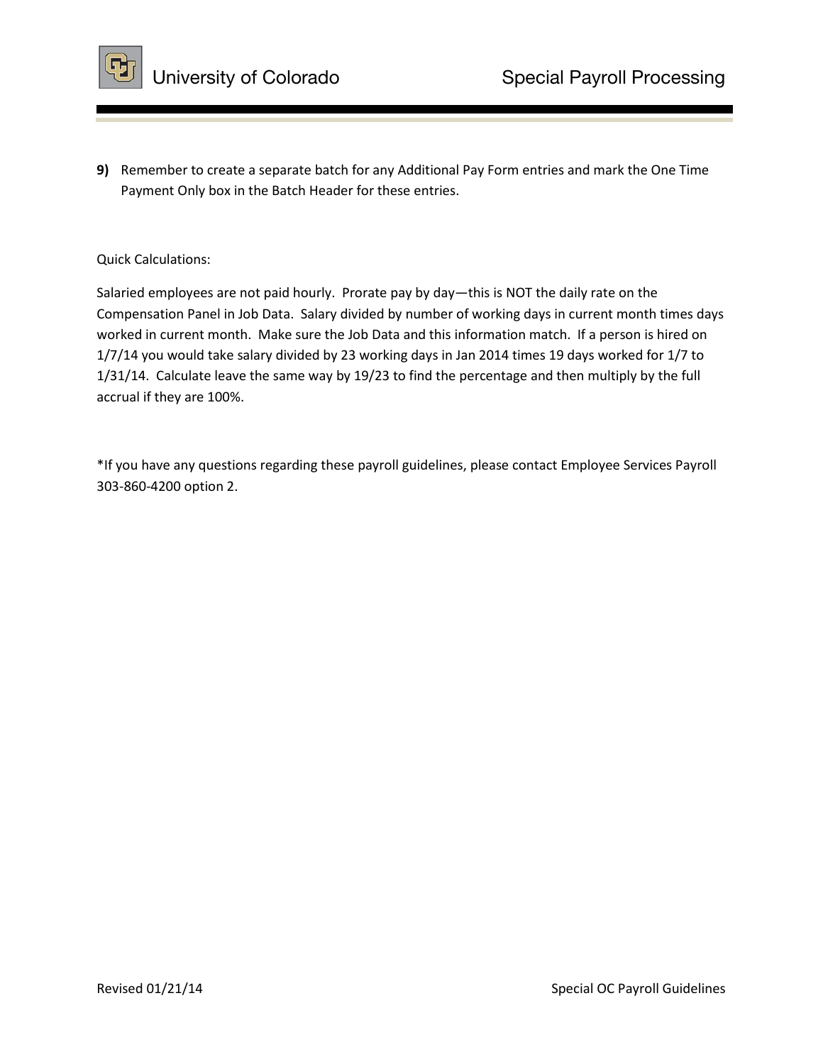**9)** Remember to create a separate batch for any Additional Pay Form entries and mark the One Time Payment Only box in the Batch Header for these entries.

Quick Calculations:

Salaried employees are not paid hourly. Prorate pay by day—this is NOT the daily rate on the Compensation Panel in Job Data. Salary divided by number of working days in current month times days worked in current month. Make sure the Job Data and this information match. If a person is hired on 1/7/14 you would take salary divided by 23 working days in Jan 2014 times 19 days worked for 1/7 to 1/31/14. Calculate leave the same way by 19/23 to find the percentage and then multiply by the full accrual if they are 100%.

*If you have any questions regarding these payroll guidelines, please contact Employee Services Payroll 303-860-4200 option 2.